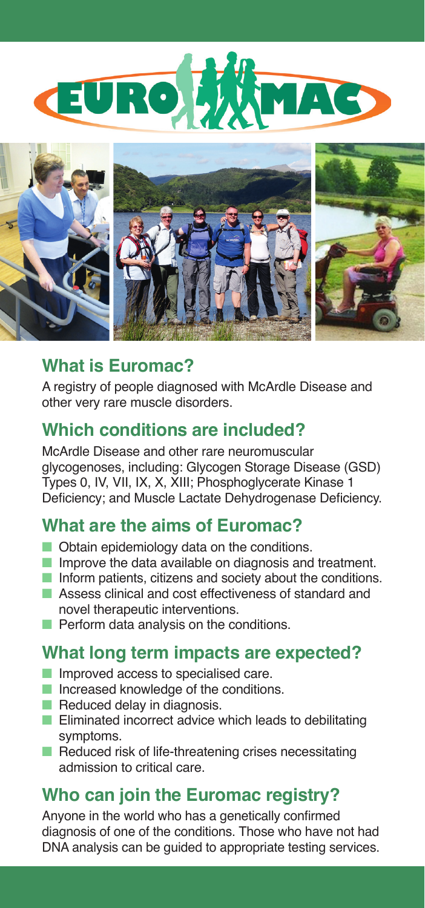# EUROMAC

## What is Euromac?

A registry of people diagnosed with McArdle Disease and other very rare muscle disorders.

## Which conditions are included?

McArdle Disease and other rare neuromuscular glycogenoses, including: Glycogen Storage Disease (GSD) Types 0, IV, VII, IX, X, XIII; Phosphoglycerate Kinase 1 Deficiency; and Muscle Lactate Dehydrogenase Deficiency.

## What are the aims of Euromac?

- Obtain epidemiology data on the conditions.
- Improve the data available on diagnosis and treatment.
- Inform patients, citizens and society about the conditions.
- Assess clinical and cost effectiveness of standard and novel therapeutic interventions.
- Perform data analysis on the conditions.

## What long term impacts are expected?

- Improved access to specialised care.
- Increased knowledge of the conditions.
- Reduced delay in diagnosis.
- Eliminated incorrect advice which leads to debilitating symptoms.
- Reduced risk of life-threatening crises necessitating admission to critical care.

## Who can join the Euromac registry?

Anyone in the world who has a genetically confirmed diagnosis of one of the conditions. Those who have not had DNA analysis can be guided to appropriate testing services.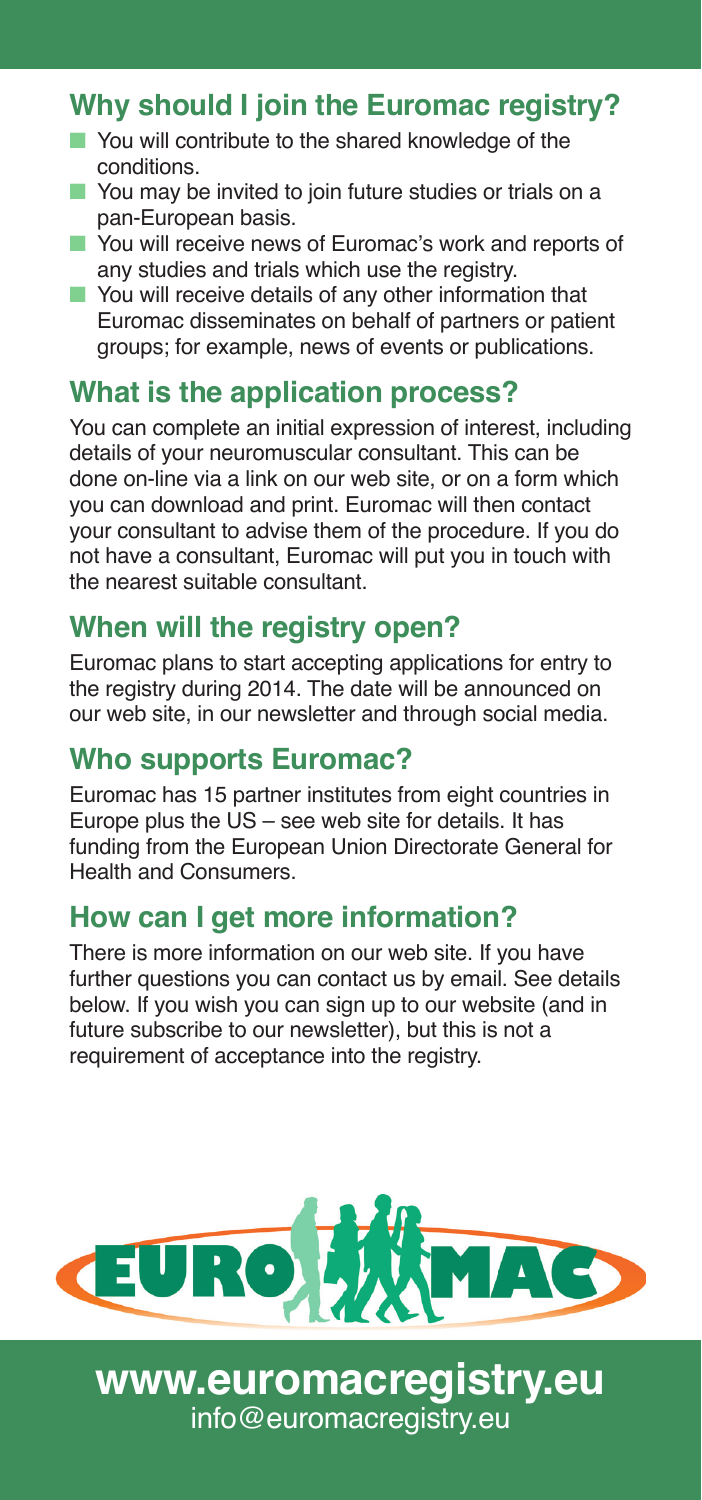## Why should I join the Euromac registry?

- You will contribute to the shared knowledge of the conditions.
- You may be invited to join future studies or trials on a pan-European basis.
- You will receive news of Euromac's work and reports of any studies and trials which use the registry.
- You will receive details of any other information that Euromac disseminates on behalf of partners or patient groups; for example, news of events or publications.

## What is the application process?

You can complete an initial expression of interest, including details of your neuromuscular consultant. This can be done on-line via a link on our web site, or on a form which you can download and print. Euromac will then contact your consultant to advise them of the procedure. If you do not have a consultant, Euromac will put you in touch with the nearest suitable consultant.

## When will the registry open?

Euromac plans to start accepting applications for entry to the registry during 2014. The date will be announced on our web site, in our newsletter and through social media.

## Who supports Euromac?

Euromac has 15 partner institutes from eight countries in Europe plus the US – see web site for details. It has funding from the European Union Directorate General for Health and Consumers.

## How can I get more information?

There is more information on our web site. If you have further questions you can contact us by email. See details below. If you wish you can sign up to our website (and in future subscribe to our newsletter), but this is not a requirement of acceptance into the registry.

EUROMAC

**www.euromacregistry.eu**

info@euromacregistry.eu